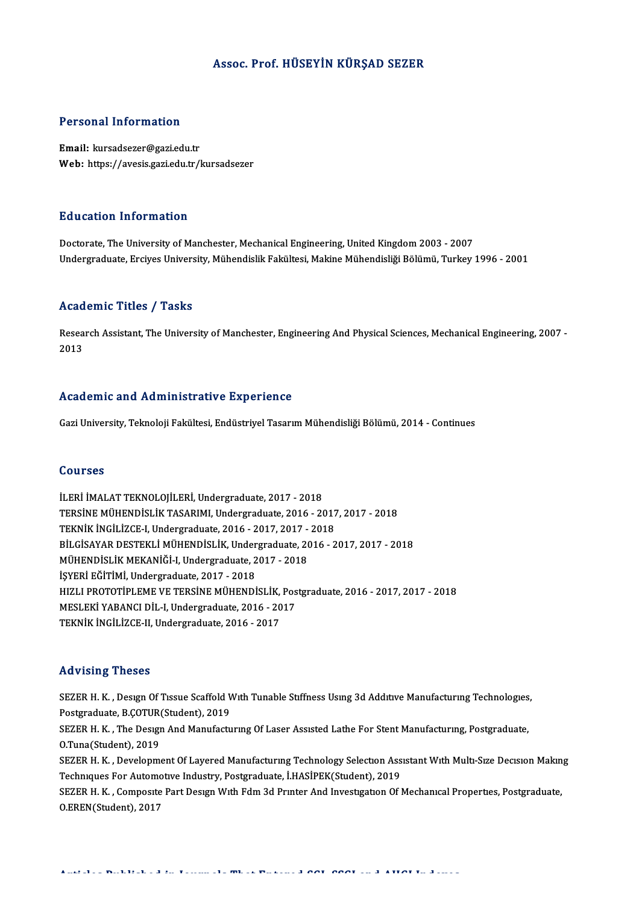# Assoc. Prof. HÜSEYİN KÜRŞAD SEZER

## Personal Information

**Email:** kursadsezer@gazi.edu.tr
**Web:** https://avesis.gazi.edu.tr/kursadsezer

## Education Information

Doctorate, The University of Manchester, Mechanical Engineering, United Kingdom 2003 - 2007
Undergraduate, Erciyes University, Mühendislik Fakültesi, Makine Mühendisliği Bölümü, Turkey 1996 - 2001

## Academic Titles / Tasks

Research Assistant, The University of Manchester, Engineering And Physical Sciences, Mechanical Engineering, 2007 - 2013

## Academic and Administrative Experience

Gazi University, Teknoloji Fakültesi, Endüstriyel Tasarım Mühendisliği Bölümü, 2014 - Continues

## Courses

İLERİ İMALAT TEKNOLOJİLERİ, Undergraduate, 2017 - 2018
TERSİNE MÜHENDİSLİK TASARIMI, Undergraduate, 2016 - 2017, 2017 - 2018
TEKNİK İNGİLİZCE-I, Undergraduate, 2016 - 2017, 2017 - 2018
BİLGİSAYAR DESTEKLİ MÜHENDİSLİK, Undergraduate, 2016 - 2017, 2017 - 2018
MÜHENDİSLİK MEKANİĞİ-I, Undergraduate, 2017 - 2018
İŞYERİ EĞİTİMİ, Undergraduate, 2017 - 2018
HIZLI PROTOTİPLEME VE TERSİNE MÜHENDİSLİK, Postgraduate, 2016 - 2017, 2017 - 2018
MESLEKİ YABANCI DİL-I, Undergraduate, 2016 - 2017
TEKNİK İNGİLİZCE-II, Undergraduate, 2016 - 2017

## Advising Theses

SEZER H. K. , Desıgn Of Tıssue Scaffold Wıth Tunable Stıffness Usıng 3d Addıtıve Manufacturıng Technologıes, Postgraduate, B.ÇOTUR(Student), 2019
SEZER H. K. , The Desıgn And Manufacturıng Of Laser Assısted Lathe For Stent Manufacturıng, Postgraduate, O.Tuna(Student), 2019
SEZER H. K. , Development Of Layered Manufacturıng Technology Selectıon Assıstant Wıth Multı-Sıze Decısıon Makıng Technıques For Automotıve Industry, Postgraduate, İ.HASİPEK(Student), 2019
SEZER H. K. , Composıte Part Desıgn Wıth Fdm 3d Prınter And Investıgatıon Of Mechanıcal Propertıes, Postgraduate, O.EREN(Student), 2017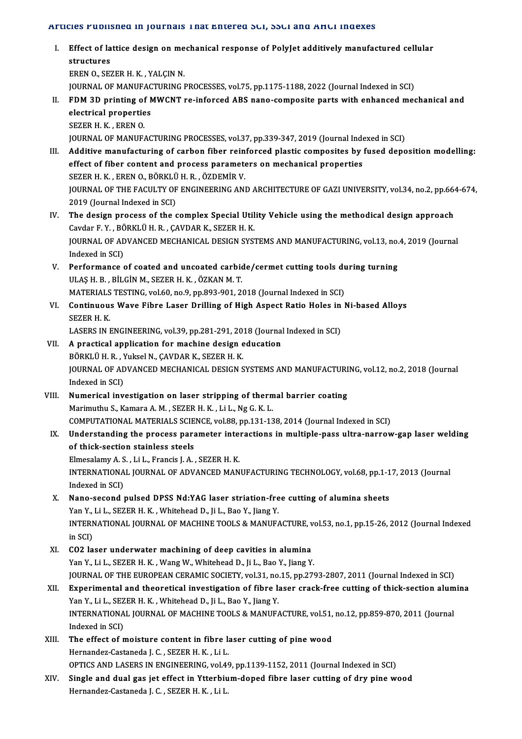## Articles Published in Journals That Entered SCI, SSCI and AHCI Indexes

I. **Effect of lattice design on mechanical response of PolyJet additively manufactured cellular structures**
   EREN O., SEZER H. K. , YALÇIN N.
   JOURNAL OF MANUFACTURING PROCESSES, vol.75, pp.1175-1188, 2022 (Journal Indexed in SCI)

II. **FDM 3D printing of MWCNT re-inforced ABS nano-composite parts with enhanced mechanical and electrical properties**
   SEZER H. K. , EREN O.
   JOURNAL OF MANUFACTURING PROCESSES, vol.37, pp.339-347, 2019 (Journal Indexed in SCI)

III. **Additive manufacturing of carbon fiber reinforced plastic composites by fused deposition modelling: effect of fiber content and process parameters on mechanical properties**
   SEZER H. K. , EREN O., BÖRKLÜ H. R. , ÖZDEMİR V.
   JOURNAL OF THE FACULTY OF ENGINEERING AND ARCHITECTURE OF GAZI UNIVERSITY, vol.34, no.2, pp.664-674, 2019 (Journal Indexed in SCI)

IV. **The design process of the complex Special Utility Vehicle using the methodical design approach**
   Cavdar F. Y. , BÖRKLÜ H. R. , ÇAVDAR K., SEZER H. K.
   JOURNAL OF ADVANCED MECHANICAL DESIGN SYSTEMS AND MANUFACTURING, vol.13, no.4, 2019 (Journal Indexed in SCI)

V. **Performance of coated and uncoated carbide/cermet cutting tools during turning**
   ULAŞ H. B. , BİLGİN M., SEZER H. K. , ÖZKAN M. T.
   MATERIALS TESTING, vol.60, no.9, pp.893-901, 2018 (Journal Indexed in SCI)

VI. **Continuous Wave Fibre Laser Drilling of High Aspect Ratio Holes in Ni-based Alloys**
   SEZER H. K.
   LASERS IN ENGINEERING, vol.39, pp.281-291, 2018 (Journal Indexed in SCI)

VII. **A practical application for machine design education**
   BÖRKLÜ H. R. , Yuksel N., ÇAVDAR K., SEZER H. K.
   JOURNAL OF ADVANCED MECHANICAL DESIGN SYSTEMS AND MANUFACTURING, vol.12, no.2, 2018 (Journal Indexed in SCI)

VIII. **Numerical investigation on laser stripping of thermal barrier coating**
   Marimuthu S., Kamara A. M. , SEZER H. K. , Li L., Ng G. K. L.
   COMPUTATIONAL MATERIALS SCIENCE, vol.88, pp.131-138, 2014 (Journal Indexed in SCI)

IX. **Understanding the process parameter interactions in multiple-pass ultra-narrow-gap laser welding of thick-section stainless steels**
   Elmesalamy A. S. , Li L., Francis J. A. , SEZER H. K.
   INTERNATIONAL JOURNAL OF ADVANCED MANUFACTURING TECHNOLOGY, vol.68, pp.1-17, 2013 (Journal Indexed in SCI)

X. **Nano-second pulsed DPSS Nd:YAG laser striation-free cutting of alumina sheets**
   Yan Y., Li L., SEZER H. K. , Whitehead D., Ji L., Bao Y., Jiang Y.
   INTERNATIONAL JOURNAL OF MACHINE TOOLS & MANUFACTURE, vol.53, no.1, pp.15-26, 2012 (Journal Indexed in SCI)

XI. **CO2 laser underwater machining of deep cavities in alumina**
   Yan Y., Li L., SEZER H. K. , Wang W., Whitehead D., Ji L., Bao Y., Jiang Y.
   JOURNAL OF THE EUROPEAN CERAMIC SOCIETY, vol.31, no.15, pp.2793-2807, 2011 (Journal Indexed in SCI)

XII. **Experimental and theoretical investigation of fibre laser crack-free cutting of thick-section alumina**
   Yan Y., Li L., SEZER H. K. , Whitehead D., Ji L., Bao Y., Jiang Y.
   INTERNATIONAL JOURNAL OF MACHINE TOOLS & MANUFACTURE, vol.51, no.12, pp.859-870, 2011 (Journal Indexed in SCI)

XIII. **The effect of moisture content in fibre laser cutting of pine wood**
   Hernandez-Castaneda J. C. , SEZER H. K. , Li L.
   OPTICS AND LASERS IN ENGINEERING, vol.49, pp.1139-1152, 2011 (Journal Indexed in SCI)

XIV. **Single and dual gas jet effect in Ytterbium-doped fibre laser cutting of dry pine wood**
   Hernandez-Castaneda J. C. , SEZER H. K. , Li L.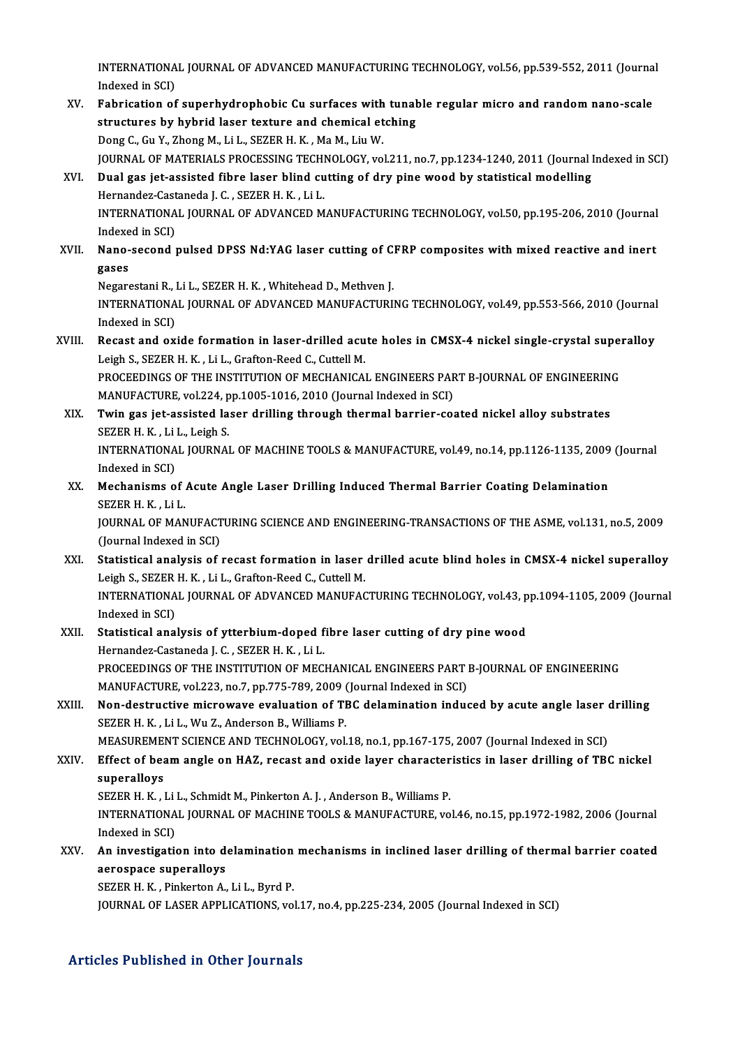INTERNATIONAL JOURNAL OF ADVANCED MANUFACTURING TECHNOLOGY, vol.56, pp.539-552, 2011 (Journal Indexed in SCI)

XV. **Fabrication of superhydrophobic Cu surfaces with tunable regular micro and random nano-scale structures by hybrid laser texture and chemical etching**
Dong C., Gu Y., Zhong M., Li L., SEZER H. K. , Ma M., Liu W.
JOURNAL OF MATERIALS PROCESSING TECHNOLOGY, vol.211, no.7, pp.1234-1240, 2011 (Journal Indexed in SCI)

XVI. **Dual gas jet-assisted fibre laser blind cutting of dry pine wood by statistical modelling**
Hernandez-Castaneda J. C. , SEZER H. K. , Li L.
INTERNATIONAL JOURNAL OF ADVANCED MANUFACTURING TECHNOLOGY, vol.50, pp.195-206, 2010 (Journal Indexed in SCI)

XVII. **Nano-second pulsed DPSS Nd:YAG laser cutting of CFRP composites with mixed reactive and inert gases**
Negarestani R., Li L., SEZER H. K. , Whitehead D., Methven J.
INTERNATIONAL JOURNAL OF ADVANCED MANUFACTURING TECHNOLOGY, vol.49, pp.553-566, 2010 (Journal Indexed in SCI)

XVIII. **Recast and oxide formation in laser-drilled acute holes in CMSX-4 nickel single-crystal superalloy**
Leigh S., SEZER H. K. , Li L., Grafton-Reed C., Cuttell M.
PROCEEDINGS OF THE INSTITUTION OF MECHANICAL ENGINEERS PART B-JOURNAL OF ENGINEERING MANUFACTURE, vol.224, pp.1005-1016, 2010 (Journal Indexed in SCI)

XIX. **Twin gas jet-assisted laser drilling through thermal barrier-coated nickel alloy substrates**
SEZER H. K. , Li L., Leigh S.
INTERNATIONAL JOURNAL OF MACHINE TOOLS & MANUFACTURE, vol.49, no.14, pp.1126-1135, 2009 (Journal Indexed in SCI)

XX. **Mechanisms of Acute Angle Laser Drilling Induced Thermal Barrier Coating Delamination**
SEZER H. K. , Li L.
JOURNAL OF MANUFACTURING SCIENCE AND ENGINEERING-TRANSACTIONS OF THE ASME, vol.131, no.5, 2009 (Journal Indexed in SCI)

XXI. **Statistical analysis of recast formation in laser drilled acute blind holes in CMSX-4 nickel superalloy**
Leigh S., SEZER H. K. , Li L., Grafton-Reed C., Cuttell M.
INTERNATIONAL JOURNAL OF ADVANCED MANUFACTURING TECHNOLOGY, vol.43, pp.1094-1105, 2009 (Journal Indexed in SCI)

XXII. **Statistical analysis of ytterbium-doped fibre laser cutting of dry pine wood**
Hernandez-Castaneda J. C. , SEZER H. K. , Li L.
PROCEEDINGS OF THE INSTITUTION OF MECHANICAL ENGINEERS PART B-JOURNAL OF ENGINEERING MANUFACTURE, vol.223, no.7, pp.775-789, 2009 (Journal Indexed in SCI)

XXIII. **Non-destructive microwave evaluation of TBC delamination induced by acute angle laser drilling**
SEZER H. K. , Li L., Wu Z., Anderson B., Williams P.
MEASUREMENT SCIENCE AND TECHNOLOGY, vol.18, no.1, pp.167-175, 2007 (Journal Indexed in SCI)

XXIV. **Effect of beam angle on HAZ, recast and oxide layer characteristics in laser drilling of TBC nickel superalloys**
SEZER H. K. , Li L., Schmidt M., Pinkerton A. J. , Anderson B., Williams P.
INTERNATIONAL JOURNAL OF MACHINE TOOLS & MANUFACTURE, vol.46, no.15, pp.1972-1982, 2006 (Journal Indexed in SCI)

XXV. **An investigation into delamination mechanisms in inclined laser drilling of thermal barrier coated aerospace superalloys**
SEZER H. K. , Pinkerton A., Li L., Byrd P.
JOURNAL OF LASER APPLICATIONS, vol.17, no.4, pp.225-234, 2005 (Journal Indexed in SCI)

## Articles Published in Other Journals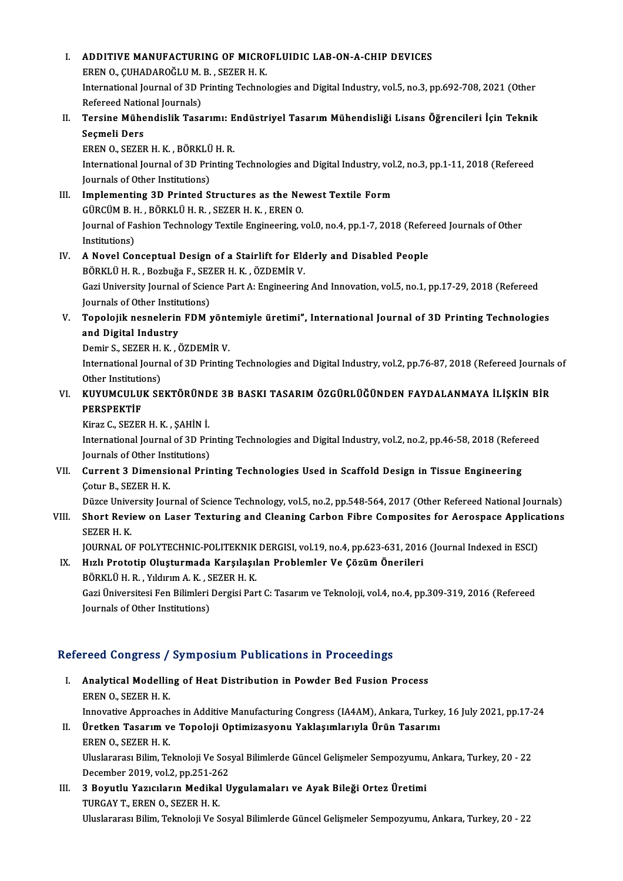I. **ADDITIVE MANUFACTURING OF MICROFLUIDIC LAB-ON-A-CHIP DEVICES**
EREN O., ÇUHADAROĞLU M. B. , SEZER H. K.
International Journal of 3D Printing Technologies and Digital Industry, vol.5, no.3, pp.692-708, 2021 (Other Refereed National Journals)

II. **Tersine Mühendislik Tasarımı: Endüstriyel Tasarım Mühendisliği Lisans Öğrencileri İçin Teknik Seçmeli Ders**
EREN O., SEZER H. K. , BÖRKLÜ H. R.
International Journal of 3D Printing Technologies and Digital Industry, vol.2, no.3, pp.1-11, 2018 (Refereed Journals of Other Institutions)

III. **Implementing 3D Printed Structures as the Newest Textile Form**
GÜRCÜM B. H. , BÖRKLÜ H. R. , SEZER H. K. , EREN O.
Journal of Fashion Technology Textile Engineering, vol.0, no.4, pp.1-7, 2018 (Refereed Journals of Other Institutions)

IV. **A Novel Conceptual Design of a Stairlift for Elderly and Disabled People**
BÖRKLÜ H. R. , Bozbuğa F., SEZER H. K. , ÖZDEMİR V.
Gazi University Journal of Science Part A: Engineering And Innovation, vol.5, no.1, pp.17-29, 2018 (Refereed Journals of Other Institutions)

V. **Topolojik nesnelerin FDM yöntemiyle üretimi", International Journal of 3D Printing Technologies and Digital Industry**
Demir S., SEZER H. K. , ÖZDEMİR V.
International Journal of 3D Printing Technologies and Digital Industry, vol.2, pp.76-87, 2018 (Refereed Journals of Other Institutions)

VI. **KUYUMCULUK SEKTÖRÜNDE 3B BASKI TASARIM ÖZGÜRLÜĞÜNDEN FAYDALANMAYA İLİŞKİN BİR PERSPEKTİF**
Kiraz C., SEZER H. K. , ŞAHİN İ.
International Journal of 3D Printing Technologies and Digital Industry, vol.2, no.2, pp.46-58, 2018 (Refereed Journals of Other Institutions)

VII. **Current 3 Dimensional Printing Technologies Used in Scaffold Design in Tissue Engineering**
Çotur B., SEZER H. K.
Düzce University Journal of Science Technology, vol.5, no.2, pp.548-564, 2017 (Other Refereed National Journals)

VIII. **Short Review on Laser Texturing and Cleaning Carbon Fibre Composites for Aerospace Applications**
SEZER H. K.
JOURNAL OF POLYTECHNIC-POLITEKNIK DERGISI, vol.19, no.4, pp.623-631, 2016 (Journal Indexed in ESCI)

IX. **Hızlı Prototip Oluşturmada Karşılaşılan Problemler Ve Çözüm Önerileri**
BÖRKLÜ H. R. , Yıldırım A. K. , SEZER H. K.
Gazi Üniversitesi Fen Bilimleri Dergisi Part C: Tasarım ve Teknoloji, vol.4, no.4, pp.309-319, 2016 (Refereed Journals of Other Institutions)

## Refereed Congress / Symposium Publications in Proceedings

I. **Analytical Modelling of Heat Distribution in Powder Bed Fusion Process**
EREN O., SEZER H. K.
Innovative Approaches in Additive Manufacturing Congress (IA4AM), Ankara, Turkey, 16 July 2021, pp.17-24

II. **Üretken Tasarım ve Topoloji Optimizasyonu Yaklaşımlarıyla Ürün Tasarımı**
EREN O., SEZER H. K.
Uluslararası Bilim, Teknoloji Ve Sosyal Bilimlerde Güncel Gelişmeler Sempozyumu, Ankara, Turkey, 20 - 22 December 2019, vol.2, pp.251-262

III. **3 Boyutlu Yazıcıların Medikal Uygulamaları ve Ayak Bileği Ortez Üretimi**
TURGAY T., EREN O., SEZER H. K.
Uluslararası Bilim, Teknoloji Ve Sosyal Bilimlerde Güncel Gelişmeler Sempozyumu, Ankara, Turkey, 20 - 22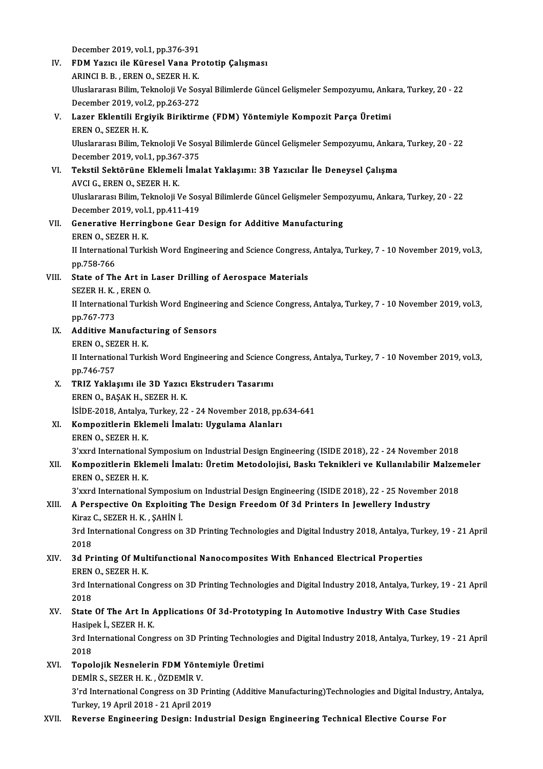December 2019, vol.1, pp.376-391

IV. **FDM Yazıcı ile Küresel Vana Prototip Çalışması**
ARINCI B. B. , EREN O., SEZER H. K.
Uluslararası Bilim, Teknoloji Ve Sosyal Bilimlerde Güncel Gelişmeler Sempozyumu, Ankara, Turkey, 20 - 22 December 2019, vol.2, pp.263-272

V. **Lazer Eklentili Ergiyik Biriktirme (FDM) Yöntemiyle Kompozit Parça Üretimi**
EREN O., SEZER H. K.
Uluslararası Bilim, Teknoloji Ve Sosyal Bilimlerde Güncel Gelişmeler Sempozyumu, Ankara, Turkey, 20 - 22 December 2019, vol.1, pp.367-375

VI. **Tekstil Sektörüne Eklemeli İmalat Yaklaşımı: 3B Yazıcılar İle Deneysel Çalışma**
AVCI G., EREN O., SEZER H. K.
Uluslararası Bilim, Teknoloji Ve Sosyal Bilimlerde Güncel Gelişmeler Sempozyumu, Ankara, Turkey, 20 - 22 December 2019, vol.1, pp.411-419

VII. **Generative Herringbone Gear Design for Additive Manufacturing**
EREN O., SEZER H. K.
II International Turkish Word Engineering and Science Congress, Antalya, Turkey, 7 - 10 November 2019, vol.3, pp.758-766

VIII. **State of The Art in Laser Drilling of Aerospace Materials**
SEZER H. K. , EREN O.
II International Turkish Word Engineering and Science Congress, Antalya, Turkey, 7 - 10 November 2019, vol.3, pp.767-773

IX. **Additive Manufacturing of Sensors**
EREN O., SEZER H. K.
II International Turkish Word Engineering and Science Congress, Antalya, Turkey, 7 - 10 November 2019, vol.3, pp.746-757

X. **TRIZ Yaklaşımı ile 3D Yazıcı Ekstruderı Tasarımı**
EREN O., BAŞAK H., SEZER H. K.
İSİDE-2018, Antalya, Turkey, 22 - 24 November 2018, pp.634-641

XI. **Kompozitlerin Eklemeli İmalatı: Uygulama Alanları**
EREN O., SEZER H. K.
3'xxrd International Symposium on Industrial Design Engineering (ISIDE 2018), 22 - 24 November 2018

XII. **Kompozitlerin Eklemeli İmalatı: Üretim Metodolojisi, Baskı Teknikleri ve Kullanılabilir Malzemeler**
EREN O., SEZER H. K.
3'xxrd International Symposium on Industrial Design Engineering (ISIDE 2018), 22 - 25 November 2018

XIII. **A Perspective On Exploiting The Design Freedom Of 3d Printers In Jewellery Industry**
Kiraz C., SEZER H. K. , ŞAHİN İ.
3rd International Congress on 3D Printing Technologies and Digital Industry 2018, Antalya, Turkey, 19 - 21 April 2018

XIV. **3d Printing Of Multifunctional Nanocomposites With Enhanced Electrical Properties**
EREN O., SEZER H. K.
3rd International Congress on 3D Printing Technologies and Digital Industry 2018, Antalya, Turkey, 19 - 21 April 2018

XV. **State Of The Art In Applications Of 3d-Prototyping In Automotive Industry With Case Studies**
Hasipek İ., SEZER H. K.
3rd International Congress on 3D Printing Technologies and Digital Industry 2018, Antalya, Turkey, 19 - 21 April 2018

XVI. **Topolojik Nesnelerin FDM Yöntemiyle Üretimi**
DEMİR S., SEZER H. K. , ÖZDEMİR V.
3'rd International Congress on 3D Printing (Additive Manufacturing)Technologies and Digital Industry, Antalya, Turkey, 19 April 2018 - 21 April 2019

XVII. **Reverse Engineering Design: Industrial Design Engineering Technical Elective Course For**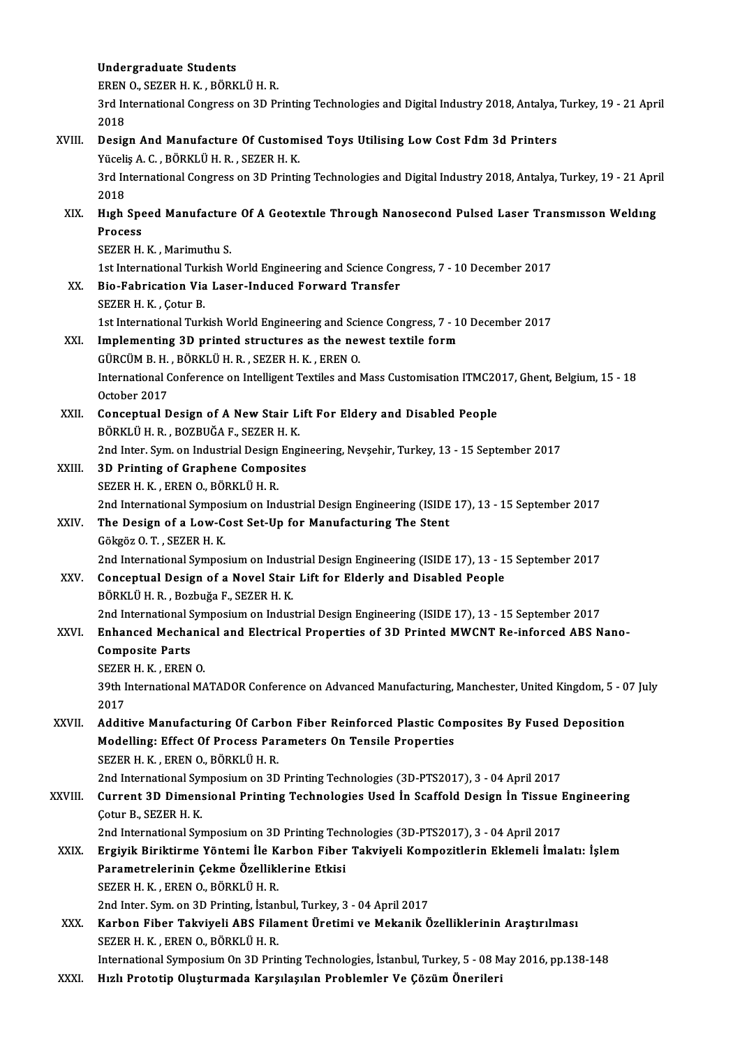Undergraduate Students
EREN O., SEZER H. K. , BÖRKLÜ H. R.
3rd International Congress on 3D Printing Technologies and Digital Industry 2018, Antalya, Turkey, 19 - 21 April 2018

XVIII. **Design And Manufacture Of Customised Toys Utilising Low Cost Fdm 3d Printers**
Yüceliş A. C. , BÖRKLÜ H. R. , SEZER H. K.
3rd International Congress on 3D Printing Technologies and Digital Industry 2018, Antalya, Turkey, 19 - 21 April 2018

XIX. **Hıgh Speed Manufacture Of A Geotextıle Through Nanosecond Pulsed Laser Transmısson Weldıng Process**
SEZER H. K. , Marimuthu S.
1st International Turkish World Engineering and Science Congress, 7 - 10 December 2017

XX. **Bio-Fabrication Via Laser-Induced Forward Transfer**
SEZER H. K. , Çotur B.
1st International Turkish World Engineering and Science Congress, 7 - 10 December 2017

XXI. **Implementing 3D printed structures as the newest textile form**
GÜRCÜM B. H. , BÖRKLÜ H. R. , SEZER H. K. , EREN O.
International Conference on Intelligent Textiles and Mass Customisation ITMC2017, Ghent, Belgium, 15 - 18 October 2017

XXII. **Conceptual Design of A New Stair Lift For Eldery and Disabled People**
BÖRKLÜ H. R. , BOZBUĞA F., SEZER H. K.
2nd Inter. Sym. on Industrial Design Engineering, Nevşehir, Turkey, 13 - 15 September 2017

XXIII. **3D Printing of Graphene Composites**
SEZER H. K. , EREN O., BÖRKLÜ H. R.
2nd International Symposium on Industrial Design Engineering (ISIDE 17), 13 - 15 September 2017

XXIV. **The Design of a Low-Cost Set-Up for Manufacturing The Stent**
Gökgöz O. T. , SEZER H. K.
2nd International Symposium on Industrial Design Engineering (ISIDE 17), 13 - 15 September 2017

XXV. **Conceptual Design of a Novel Stair Lift for Elderly and Disabled People**
BÖRKLÜ H. R. , Bozbuğa F., SEZER H. K.
2nd International Symposium on Industrial Design Engineering (ISIDE 17), 13 - 15 September 2017

XXVI. **Enhanced Mechanical and Electrical Properties of 3D Printed MWCNT Re-inforced ABS Nano-Composite Parts**
SEZER H. K. , EREN O.
39th International MATADOR Conference on Advanced Manufacturing, Manchester, United Kingdom, 5 - 07 July 2017

XXVII. **Additive Manufacturing Of Carbon Fiber Reinforced Plastic Composites By Fused Deposition Modelling: Effect Of Process Parameters On Tensile Properties**
SEZER H. K. , EREN O., BÖRKLÜ H. R.
2nd International Symposium on 3D Printing Technologies (3D-PTS2017), 3 - 04 April 2017

XXVIII. **Current 3D Dimensional Printing Technologies Used İn Scaffold Design İn Tissue Engineering**
Çotur B., SEZER H. K.
2nd International Symposium on 3D Printing Technologies (3D-PTS2017), 3 - 04 April 2017

XXIX. **Ergiyik Biriktirme Yöntemi İle Karbon Fiber Takviyeli Kompozitlerin Eklemeli İmalatı: İşlem Parametrelerinin Çekme Özelliklerine Etkisi**
SEZER H. K. , EREN O., BÖRKLÜ H. R.
2nd Inter. Sym. on 3D Printing, İstanbul, Turkey, 3 - 04 April 2017

XXX. **Karbon Fiber Takviyeli ABS Filament Üretimi ve Mekanik Özelliklerinin Araştırılması**
SEZER H. K. , EREN O., BÖRKLÜ H. R.
International Symposium On 3D Printing Technologies, İstanbul, Turkey, 5 - 08 May 2016, pp.138-148

XXXI. **Hızlı Prototip Oluşturmada Karşılaşılan Problemler Ve Çözüm Önerileri**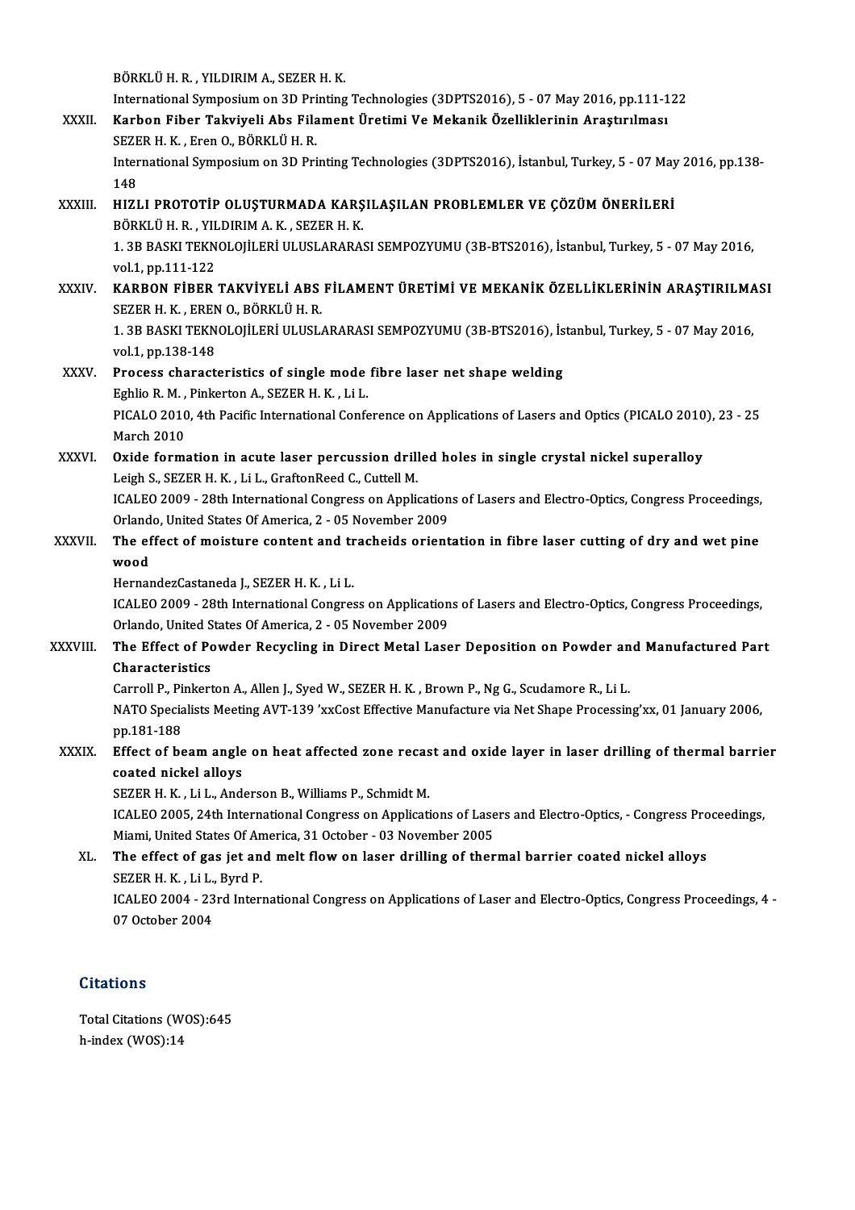BÖRKLÜ H. R. , YILDIRIM A., SEZER H. K.
International Symposium on 3D Printing Technologies (3DPTS2016), 5 - 07 May 2016, pp.111-122

XXXII. **Karbon Fiber Takviyeli Abs Filament Üretimi Ve Mekanik Özelliklerinin Araştırılması**
SEZER H. K. , Eren O., BÖRKLÜ H. R.
International Symposium on 3D Printing Technologies (3DPTS2016), İstanbul, Turkey, 5 - 07 May 2016, pp.138-148

XXXIII. **HIZLI PROTOTİP OLUŞTURMADA KARŞILAŞILAN PROBLEMLER VE ÇÖZÜM ÖNERİLERİ**
BÖRKLÜ H. R. , YILDIRIM A. K. , SEZER H. K.
1. 3B BASKI TEKNOLOJİLERİ ULUSLARARASI SEMPOZYUMU (3B-BTS2016), İstanbul, Turkey, 5 - 07 May 2016, vol.1, pp.111-122

XXXIV. **KARBON FİBER TAKVİYELİ ABS FİLAMENT ÜRETİMİ VE MEKANİK ÖZELLİKLERİNİN ARAŞTIRILMASI**
SEZER H. K. , EREN O., BÖRKLÜ H. R.
1. 3B BASKI TEKNOLOJİLERİ ULUSLARARASI SEMPOZYUMU (3B-BTS2016), İstanbul, Turkey, 5 - 07 May 2016, vol.1, pp.138-148

XXXV. **Process characteristics of single mode fibre laser net shape welding**
Eghlio R. M. , Pinkerton A., SEZER H. K. , Li L.
PICALO 2010, 4th Pacific International Conference on Applications of Lasers and Optics (PICALO 2010), 23 - 25 March 2010

XXXVI. **Oxide formation in acute laser percussion drilled holes in single crystal nickel superalloy**
Leigh S., SEZER H. K. , Li L., GraftonReed C., Cuttell M.
ICALEO 2009 - 28th International Congress on Applications of Lasers and Electro-Optics, Congress Proceedings, Orlando, United States Of America, 2 - 05 November 2009

XXXVII. **The effect of moisture content and tracheids orientation in fibre laser cutting of dry and wet pine wood**
HernandezCastaneda J., SEZER H. K. , Li L.
ICALEO 2009 - 28th International Congress on Applications of Lasers and Electro-Optics, Congress Proceedings, Orlando, United States Of America, 2 - 05 November 2009

XXXVIII. **The Effect of Powder Recycling in Direct Metal Laser Deposition on Powder and Manufactured Part Characteristics**
Carroll P., Pinkerton A., Allen J., Syed W., SEZER H. K. , Brown P., Ng G., Scudamore R., Li L.
NATO Specialists Meeting AVT-139 'xxCost Effective Manufacture via Net Shape Processing'xx, 01 January 2006, pp.181-188

XXXIX. **Effect of beam angle on heat affected zone recast and oxide layer in laser drilling of thermal barrier coated nickel alloys**
SEZER H. K. , Li L., Anderson B., Williams P., Schmidt M.
ICALEO 2005, 24th International Congress on Applications of Lasers and Electro-Optics, - Congress Proceedings, Miami, United States Of America, 31 October - 03 November 2005

XL. **The effect of gas jet and melt flow on laser drilling of thermal barrier coated nickel alloys**
SEZER H. K. , Li L., Byrd P.
ICALEO 2004 - 23rd International Congress on Applications of Laser and Electro-Optics, Congress Proceedings, 4 - 07 October 2004

## Citations

Total Citations (WOS):645
h-index (WOS):14